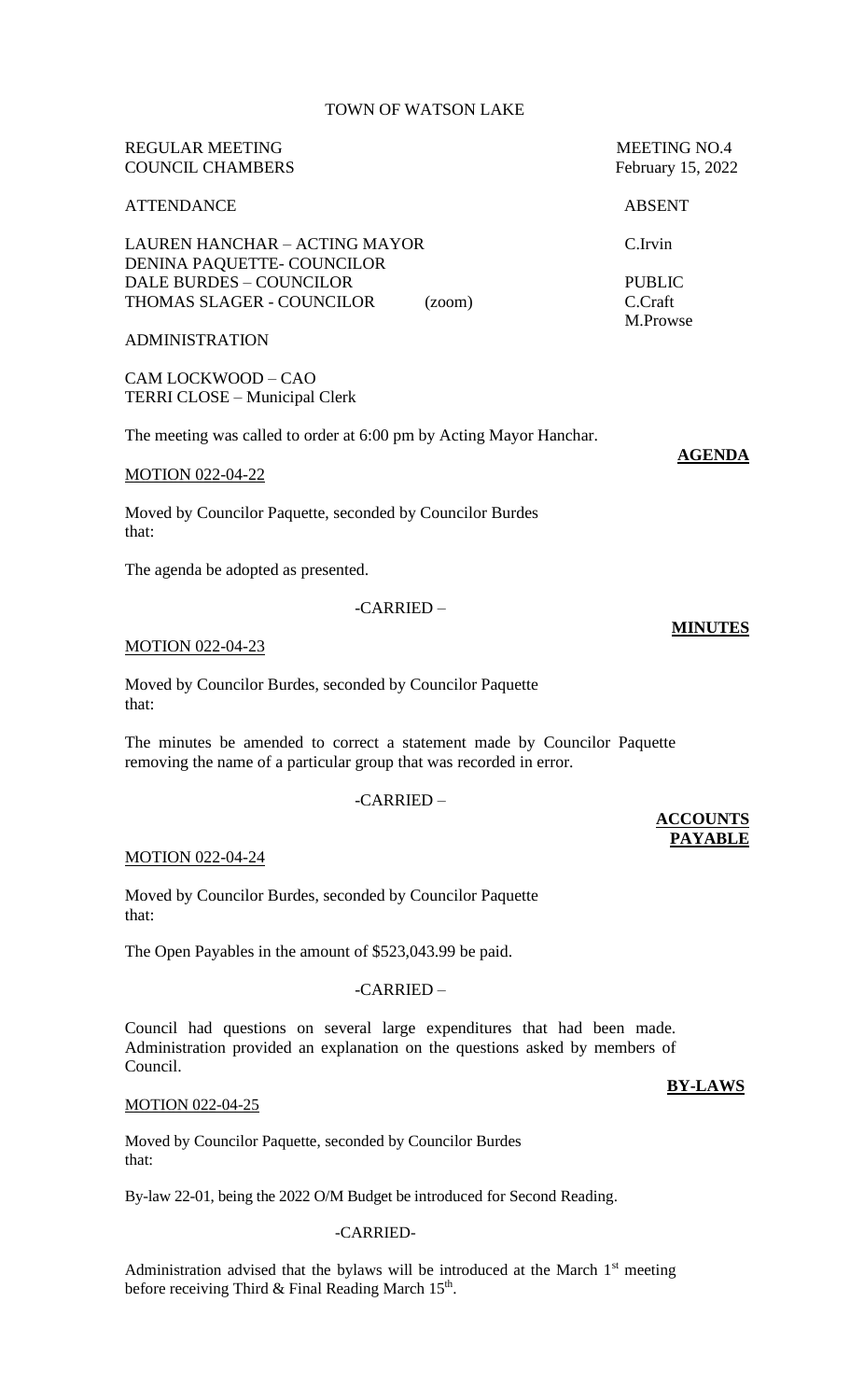TOWN OF WATSON LAKE

REGULAR MEETING — MEETING NO.4
COUNCIL CHAMBERS — February 15, 2022

ATTENDANCE

LAUREN HANCHAR – ACTING MAYOR
DENINA PAQUETTE- COUNCILOR
DALE BURDES – COUNCILOR
THOMAS SLAGER - COUNCILOR (zoom)

ABSENT

C.Irvin

PUBLIC

C.Craft
M.Prowse

ADMINISTRATION

CAM LOCKWOOD – CAO
TERRI CLOSE – Municipal Clerk

The meeting was called to order at 6:00 pm by Acting Mayor Hanchar.

**AGENDA**

MOTION 022-04-22

Moved by Councilor Paquette, seconded by Councilor Burdes that:

The agenda be adopted as presented.

-CARRIED –

**MINUTES**

MOTION 022-04-23

Moved by Councilor Burdes, seconded by Councilor Paquette that:

The minutes be amended to correct a statement made by Councilor Paquette removing the name of a particular group that was recorded in error.

-CARRIED –

**ACCOUNTS PAYABLE**

MOTION 022-04-24

Moved by Councilor Burdes, seconded by Councilor Paquette that:

The Open Payables in the amount of $523,043.99 be paid.

-CARRIED –

Council had questions on several large expenditures that had been made. Administration provided an explanation on the questions asked by members of Council.

**BY-LAWS**

MOTION 022-04-25

Moved by Councilor Paquette, seconded by Councilor Burdes that:

By-law 22-01, being the 2022 O/M Budget be introduced for Second Reading.

-CARRIED-

Administration advised that the bylaws will be introduced at the March 1st meeting before receiving Third & Final Reading March 15th.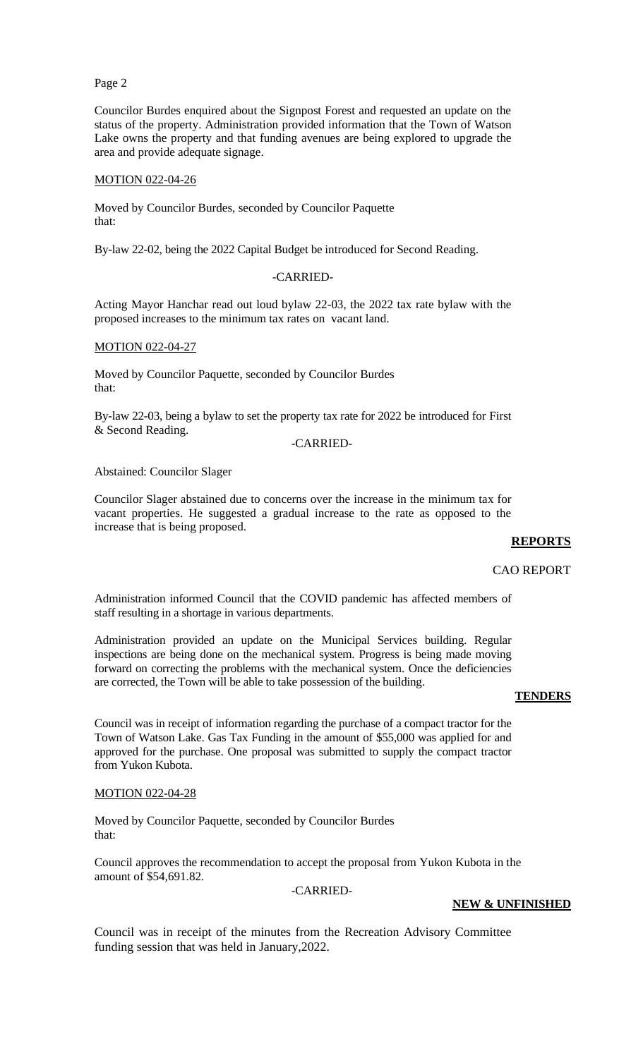Councilor Burdes enquired about the Signpost Forest and requested an update on the status of the property. Administration provided information that the Town of Watson Lake owns the property and that funding avenues are being explored to upgrade the area and provide adequate signage.

MOTION 022-04-26

Moved by Councilor Burdes, seconded by Councilor Paquette that:

By-law 22-02, being the 2022 Capital Budget be introduced for Second Reading.

-CARRIED-

Acting Mayor Hanchar read out loud bylaw 22-03, the 2022 tax rate bylaw with the proposed increases to the minimum tax rates on vacant land.

MOTION 022-04-27

Moved by Councilor Paquette, seconded by Councilor Burdes that:

By-law 22-03, being a bylaw to set the property tax rate for 2022 be introduced for First & Second Reading.

-CARRIED-

Abstained: Councilor Slager

Councilor Slager abstained due to concerns over the increase in the minimum tax for vacant properties. He suggested a gradual increase to the rate as opposed to the increase that is being proposed.

## REPORTS

### CAO REPORT

Administration informed Council that the COVID pandemic has affected members of staff resulting in a shortage in various departments.

Administration provided an update on the Municipal Services building. Regular inspections are being done on the mechanical system. Progress is being made moving forward on correcting the problems with the mechanical system. Once the deficiencies are corrected, the Town will be able to take possession of the building.

## TENDERS

Council was in receipt of information regarding the purchase of a compact tractor for the Town of Watson Lake. Gas Tax Funding in the amount of $55,000 was applied for and approved for the purchase. One proposal was submitted to supply the compact tractor from Yukon Kubota.

MOTION 022-04-28

Moved by Councilor Paquette, seconded by Councilor Burdes that:

Council approves the recommendation to accept the proposal from Yukon Kubota in the amount of $54,691.82.

-CARRIED-

## NEW & UNFINISHED

Council was in receipt of the minutes from the Recreation Advisory Committee funding session that was held in January,2022.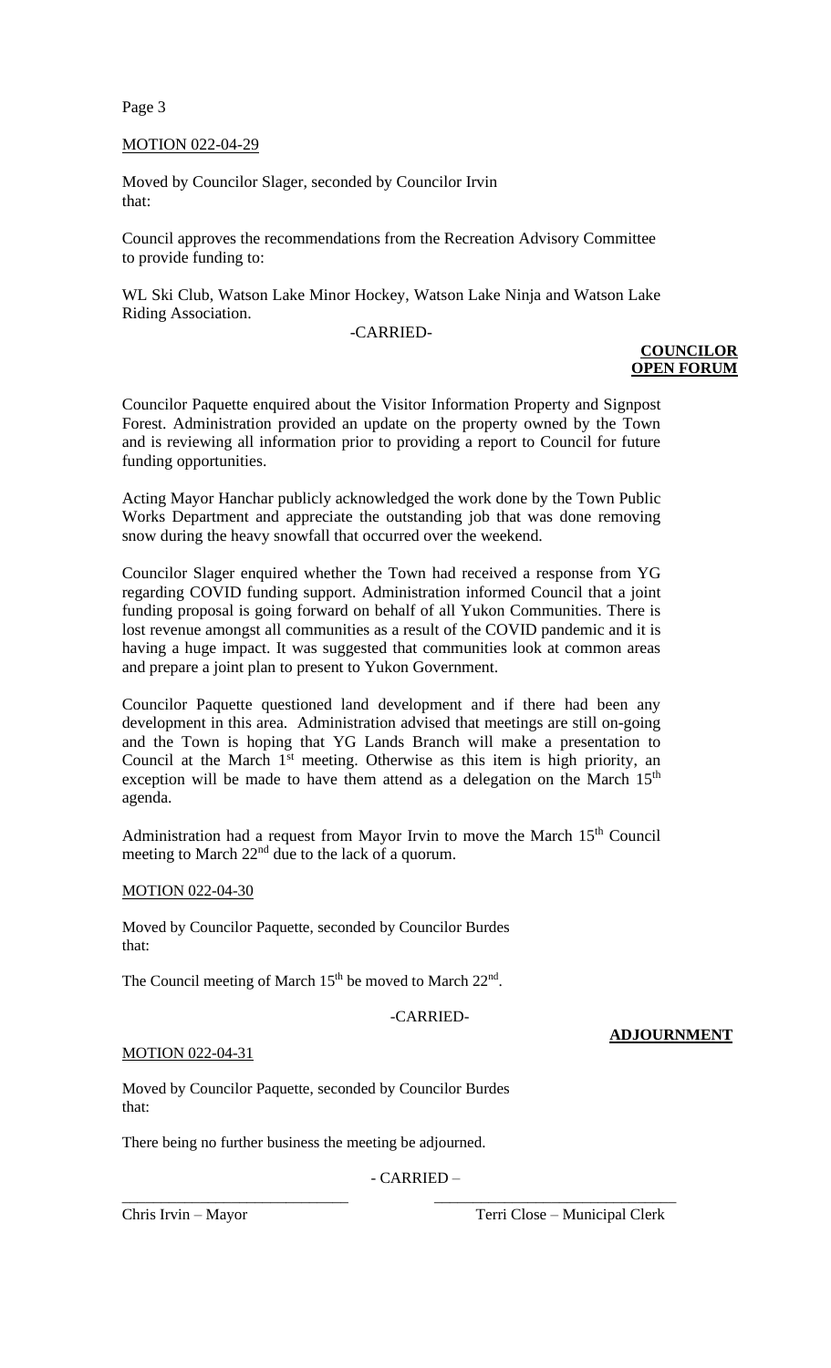MOTION 022-04-29

Moved by Councilor Slager, seconded by Councilor Irvin
that:

Council approves the recommendations from the Recreation Advisory Committee to provide funding to:

WL Ski Club, Watson Lake Minor Hockey, Watson Lake Ninja and Watson Lake Riding Association.

-CARRIED-

**COUNCILOR OPEN FORUM**

Councilor Paquette enquired about the Visitor Information Property and Signpost Forest. Administration provided an update on the property owned by the Town and is reviewing all information prior to providing a report to Council for future funding opportunities.

Acting Mayor Hanchar publicly acknowledged the work done by the Town Public Works Department and appreciate the outstanding job that was done removing snow during the heavy snowfall that occurred over the weekend.

Councilor Slager enquired whether the Town had received a response from YG regarding COVID funding support. Administration informed Council that a joint funding proposal is going forward on behalf of all Yukon Communities. There is lost revenue amongst all communities as a result of the COVID pandemic and it is having a huge impact. It was suggested that communities look at common areas and prepare a joint plan to present to Yukon Government.

Councilor Paquette questioned land development and if there had been any development in this area. Administration advised that meetings are still on-going and the Town is hoping that YG Lands Branch will make a presentation to Council at the March 1st meeting. Otherwise as this item is high priority, an exception will be made to have them attend as a delegation on the March 15th agenda.

Administration had a request from Mayor Irvin to move the March 15th Council meeting to March 22nd due to the lack of a quorum.

MOTION 022-04-30

Moved by Councilor Paquette, seconded by Councilor Burdes
that:

The Council meeting of March 15th be moved to March 22nd.

-CARRIED-

**ADJOURNMENT**

MOTION 022-04-31

Moved by Councilor Paquette, seconded by Councilor Burdes
that:

There being no further business the meeting be adjourned.

- CARRIED –

\_\_\_\_\_\_\_\_\_\_\_\_\_\_\_\_\_\_\_\_\_\_\_\_\_\_\_\_\_ \_\_\_\_\_\_\_\_\_\_\_\_\_\_\_\_\_\_\_\_\_\_\_\_\_\_\_\_\_\_\_

Chris Irvin – Mayor Terri Close – Municipal Clerk